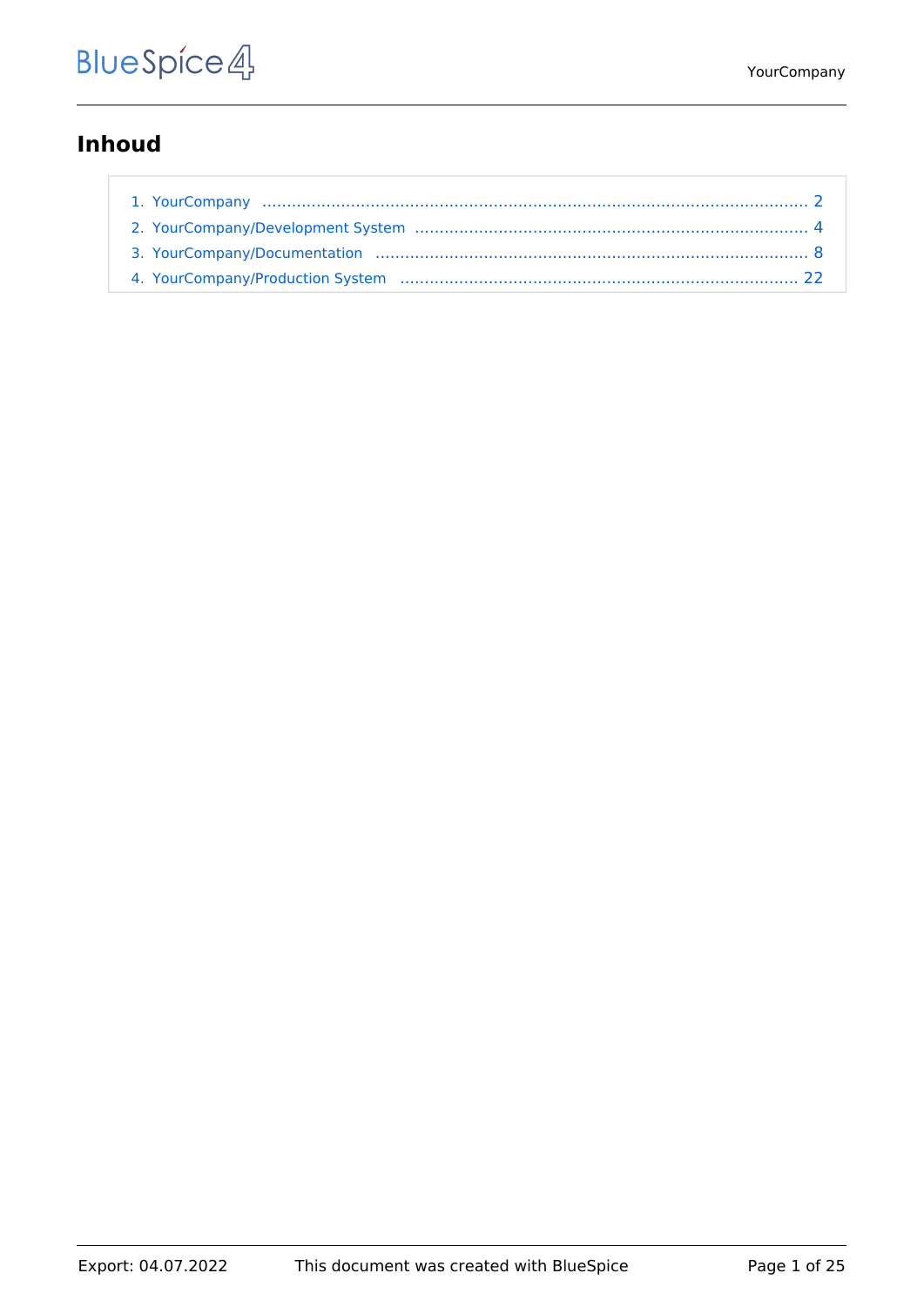# Inhoud

1. YourCompany ..... 2
2. YourCompany/Development System ..... 4
3. YourCompany/Documentation ..... 8
4. YourCompany/Production System ..... 22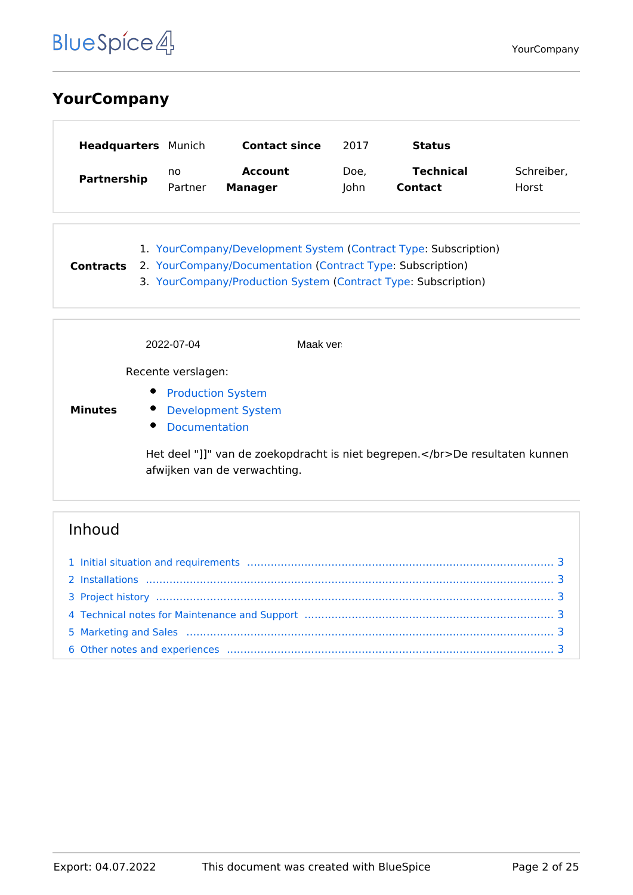# YourCompany

| | | | | | |
|---|---|---|---|---|---|
| **Headquarters** | Munich | **Contact since** | 2017 | **Status** | |
| **Partnership** | no Partner | **Account Manager** | Doe, John | **Technical Contact** | Schreiber, Horst |

| | |
|---|---|
| **Contracts** | 1. YourCompany/Development System (Contract Type: Subscription)<br>2. YourCompany/Documentation (Contract Type: Subscription)<br>3. YourCompany/Production System (Contract Type: Subscription) |

**Minutes**

2022-07-04 Maak ver:

Recente verslagen:

- Production System
- Development System
- Documentation

Het deel "]]" van de zoekopdracht is niet begrepen.</br>De resultaten kunnen afwijken van de verwachting.

## Inhoud

1 Initial situation and requirements ..... 3
2 Installations ..... 3
3 Project history ..... 3
4 Technical notes for Maintenance and Support ..... 3
5 Marketing and Sales ..... 3
6 Other notes and experiences ..... 3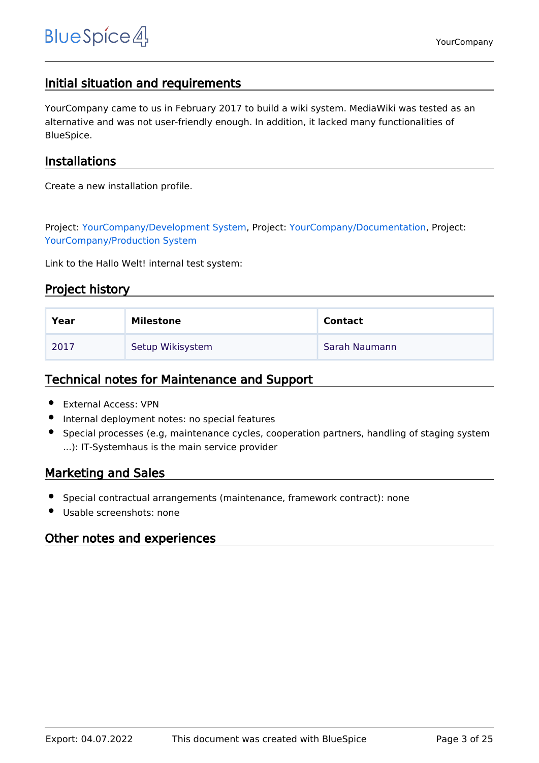## Initial situation and requirements

YourCompany came to us in February 2017 to build a wiki system. MediaWiki was tested as an alternative and was not user-friendly enough. In addition, it lacked many functionalities of BlueSpice.

## Installations

Create a new installation profile.

Project: YourCompany/Development System, Project: YourCompany/Documentation, Project: YourCompany/Production System

Link to the Hallo Welt! internal test system:

## Project history

| Year | Milestone | Contact |
|---|---|---|
| 2017 | Setup Wikisystem | Sarah Naumann |

## Technical notes for Maintenance and Support

- External Access: VPN
- Internal deployment notes: no special features
- Special processes (e.g, maintenance cycles, cooperation partners, handling of staging system ...): IT-Systemhaus is the main service provider

## Marketing and Sales

- Special contractual arrangements (maintenance, framework contract): none
- Usable screenshots: none

## Other notes and experiences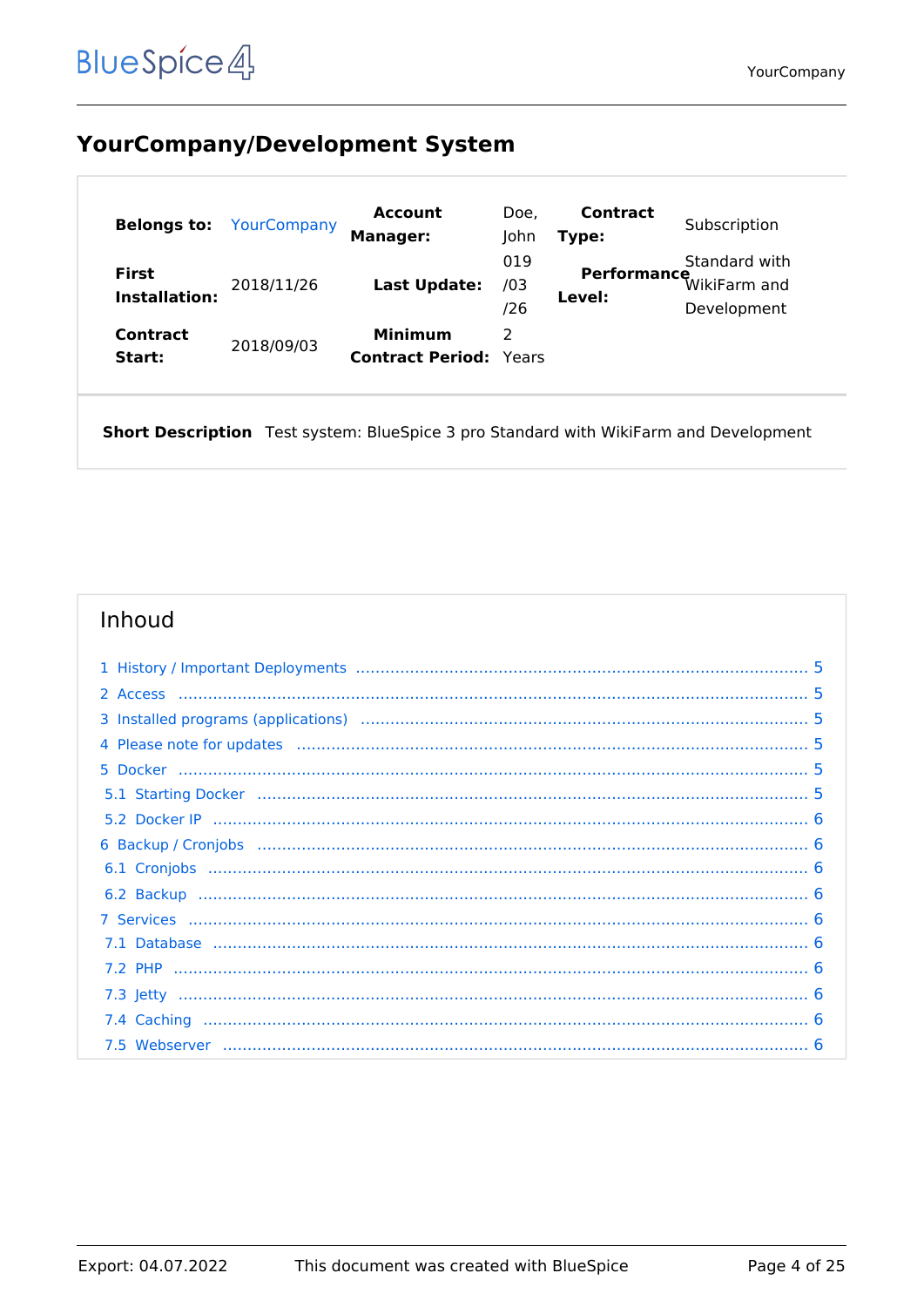# YourCompany/Development System

| | | | | | |
|---|---|---|---|---|---|
| **Belongs to:** | YourCompany | **Account Manager:** | Doe, John | **Contract Type:** | Subscription |
| **First Installation:** | 2018/11/26 | **Last Update:** | 019/03/26 | **Performance Level:** | Standard with WikiFarm and Development |
| **Contract Start:** | 2018/09/03 | **Minimum Contract Period:** | 2 Years | | |

**Short Description** Test system: BlueSpice 3 pro Standard with WikiFarm and Development

## Inhoud

- 1 History / Important Deployments ..... 5
- 2 Access ..... 5
- 3 Installed programs (applications) ..... 5
- 4 Please note for updates ..... 5
- 5 Docker ..... 5
  - 5.1 Starting Docker ..... 5
  - 5.2 Docker IP ..... 6
- 6 Backup / Cronjobs ..... 6
  - 6.1 Cronjobs ..... 6
  - 6.2 Backup ..... 6
- 7 Services ..... 6
  - 7.1 Database ..... 6
  - 7.2 PHP ..... 6
  - 7.3 Jetty ..... 6
  - 7.4 Caching ..... 6
  - 7.5 Webserver ..... 6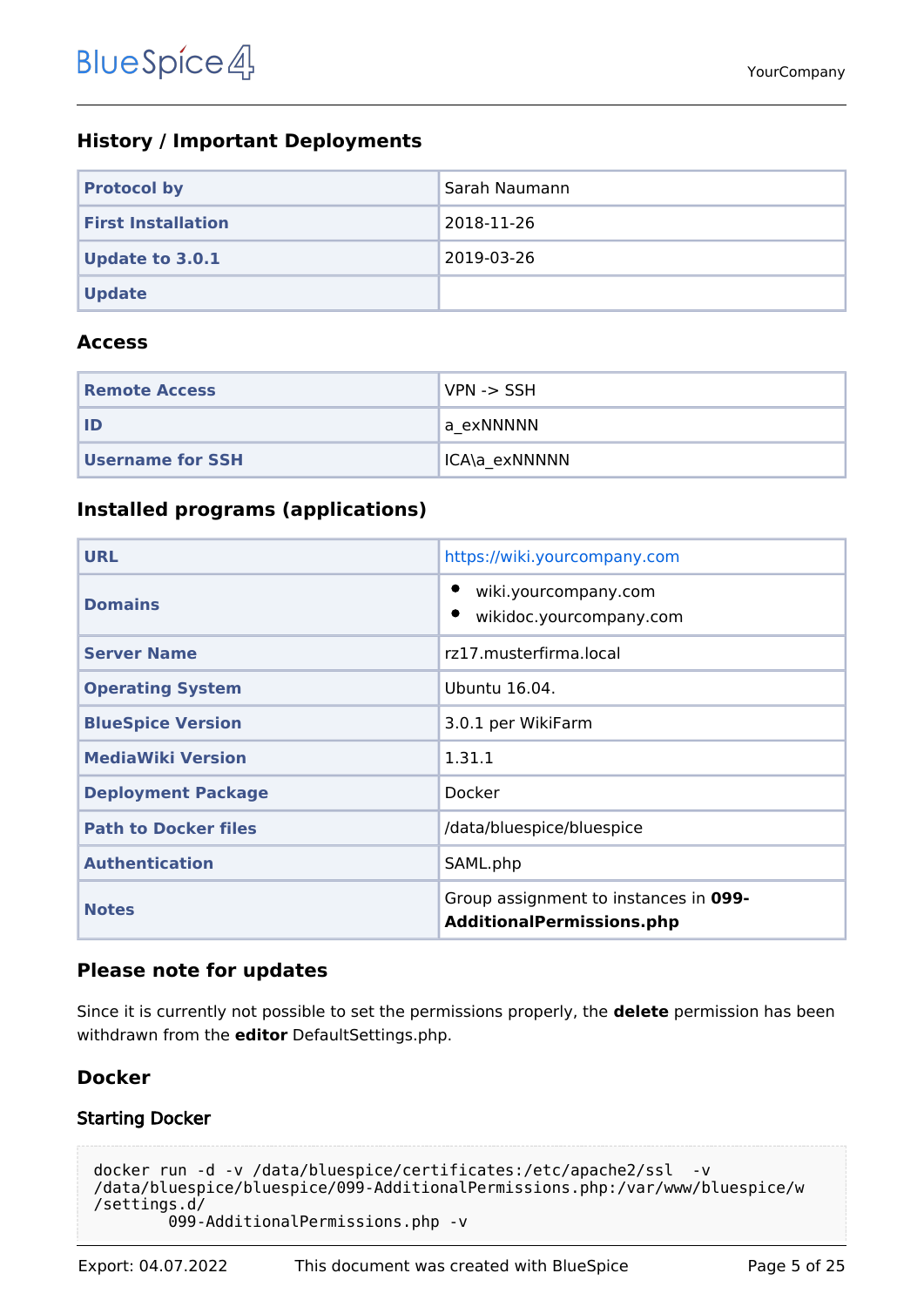## History / Important Deployments

| Protocol by | Sarah Naumann |
|---|---|
| First Installation | 2018-11-26 |
| Update to 3.0.1 | 2019-03-26 |
| Update | |

## Access

| Remote Access | VPN -> SSH |
|---|---|
| ID | a_exNNNNN |
| Username for SSH | ICA\a_exNNNNN |

## Installed programs (applications)

| URL | https://wiki.yourcompany.com |
|---|---|
| Domains | • wiki.yourcompany.com<br>• wikidoc.yourcompany.com |
| Server Name | rz17.musterfirma.local |
| Operating System | Ubuntu 16.04. |
| BlueSpice Version | 3.0.1 per WikiFarm |
| MediaWiki Version | 1.31.1 |
| Deployment Package | Docker |
| Path to Docker files | /data/bluespice/bluespice |
| Authentication | SAML.php |
| Notes | Group assignment to instances in **099-AdditionalPermissions.php** |

## Please note for updates

Since it is currently not possible to set the permissions properly, the **delete** permission has been withdrawn from the **editor** DefaultSettings.php.

## Docker

### Starting Docker

```
docker run -d -v /data/bluespice/certificates:/etc/apache2/ssl  -v
/data/bluespice/bluespice/099-AdditionalPermissions.php:/var/www/bluespice/w
/settings.d/
        099-AdditionalPermissions.php -v
```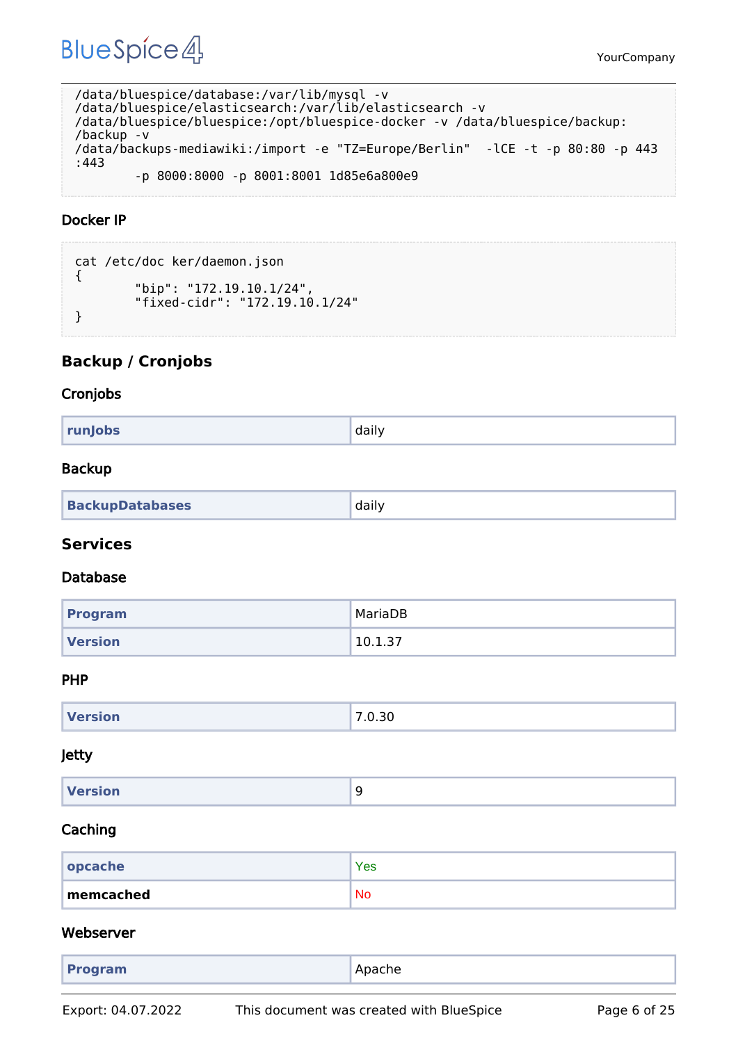```
/data/bluespice/database:/var/lib/mysql -v
/data/bluespice/elasticsearch:/var/lib/elasticsearch -v
/data/bluespice/bluespice:/opt/bluespice-docker -v /data/bluespice/backup:
/backup -v
/data/backups-mediawiki:/import -e "TZ=Europe/Berlin"  -lCE -t -p 80:80 -p 443
:443
        -p 8000:8000 -p 8001:8001 1d85e6a800e9
```

### Docker IP

```
cat /etc/doc ker/daemon.json
{
        "bip": "172.19.10.1/24",
        "fixed-cidr": "172.19.10.1/24"
}
```

## Backup / Cronjobs

### Cronjobs

| | |
|---|---|
| **runJobs** | daily |

### Backup

| | |
|---|---|
| **BackupDatabases** | daily |

## Services

### Database

| | |
|---|---|
| **Program** | MariaDB |
| **Version** | 10.1.37 |

### PHP

| | |
|---|---|
| **Version** | 7.0.30 |

### Jetty

| | |
|---|---|
| **Version** | 9 |

### Caching

| | |
|---|---|
| **opcache** | Yes |
| **memcached** | No |

### Webserver

| | |
|---|---|
| **Program** | Apache |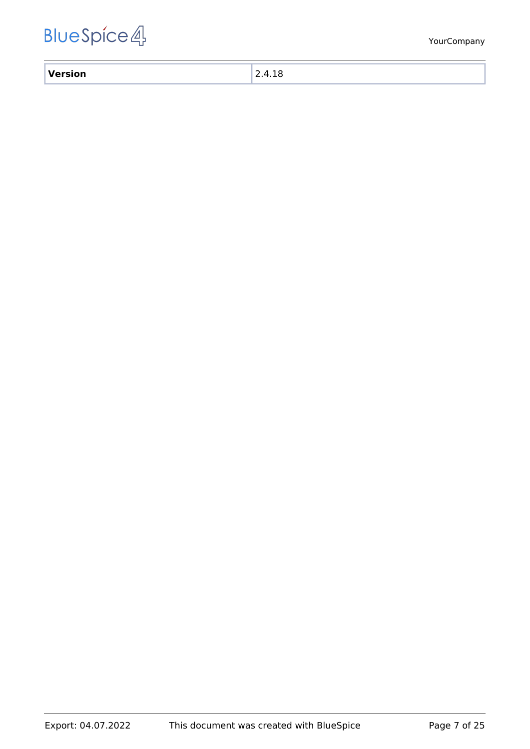| Version | 2.4.18 |
|---|---|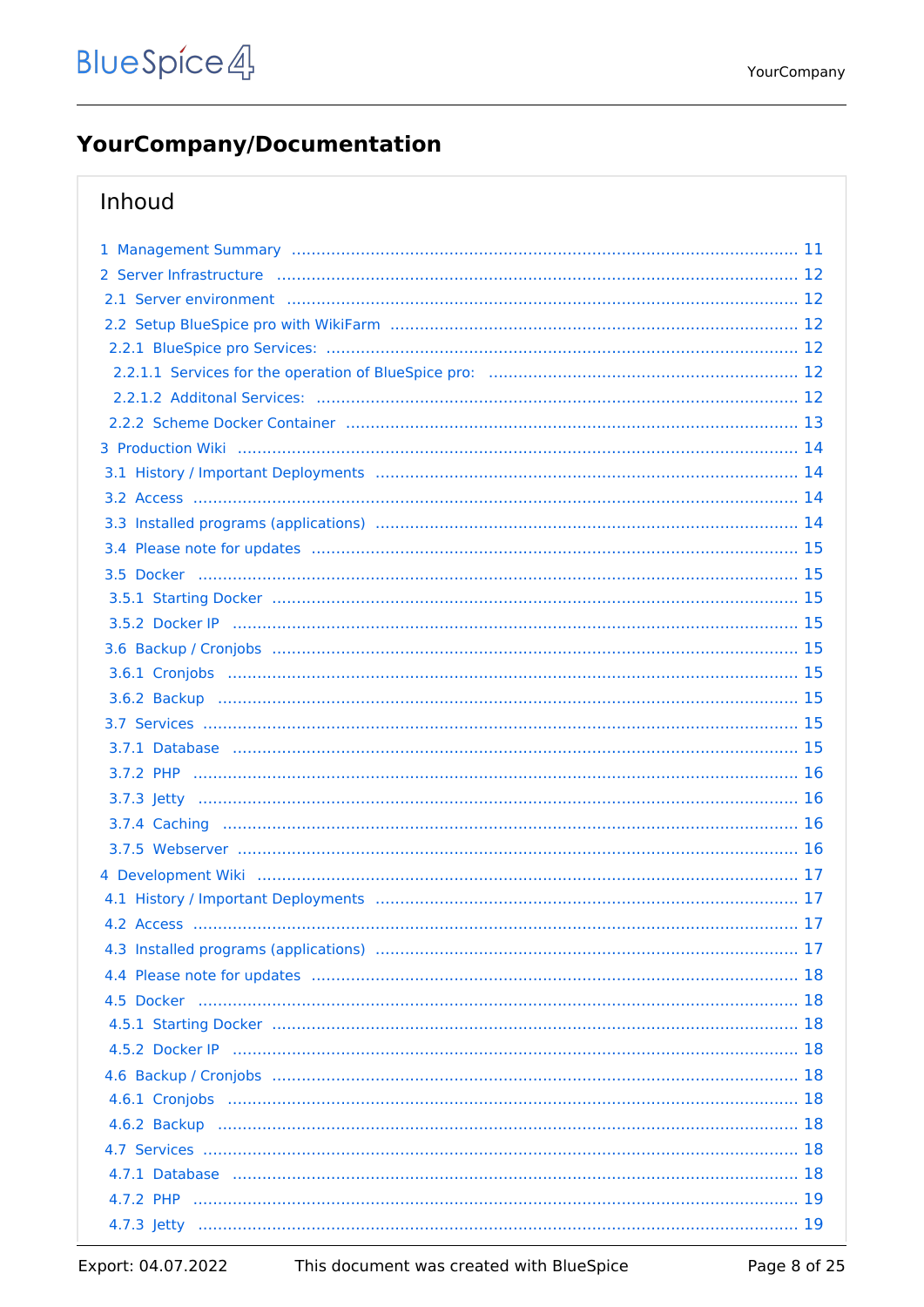# YourCompany/Documentation

## Inhoud

- 1 Management Summary ..... 11
- 2 Server Infrastructure ..... 12
  - 2.1 Server environment ..... 12
  - 2.2 Setup BlueSpice pro with WikiFarm ..... 12
    - 2.2.1 BlueSpice pro Services: ..... 12
      - 2.2.1.1 Services for the operation of BlueSpice pro: ..... 12
      - 2.2.1.2 Additonal Services: ..... 12
    - 2.2.2 Scheme Docker Container ..... 13
- 3 Production Wiki ..... 14
  - 3.1 History / Important Deployments ..... 14
  - 3.2 Access ..... 14
  - 3.3 Installed programs (applications) ..... 14
  - 3.4 Please note for updates ..... 15
  - 3.5 Docker ..... 15
    - 3.5.1 Starting Docker ..... 15
    - 3.5.2 Docker IP ..... 15
  - 3.6 Backup / Cronjobs ..... 15
    - 3.6.1 Cronjobs ..... 15
    - 3.6.2 Backup ..... 15
  - 3.7 Services ..... 15
    - 3.7.1 Database ..... 15
    - 3.7.2 PHP ..... 16
    - 3.7.3 Jetty ..... 16
    - 3.7.4 Caching ..... 16
    - 3.7.5 Webserver ..... 16
- 4 Development Wiki ..... 17
  - 4.1 History / Important Deployments ..... 17
  - 4.2 Access ..... 17
  - 4.3 Installed programs (applications) ..... 17
  - 4.4 Please note for updates ..... 18
  - 4.5 Docker ..... 18
    - 4.5.1 Starting Docker ..... 18
    - 4.5.2 Docker IP ..... 18
  - 4.6 Backup / Cronjobs ..... 18
    - 4.6.1 Cronjobs ..... 18
    - 4.6.2 Backup ..... 18
  - 4.7 Services ..... 18
    - 4.7.1 Database ..... 18
    - 4.7.2 PHP ..... 19
    - 4.7.3 Jetty ..... 19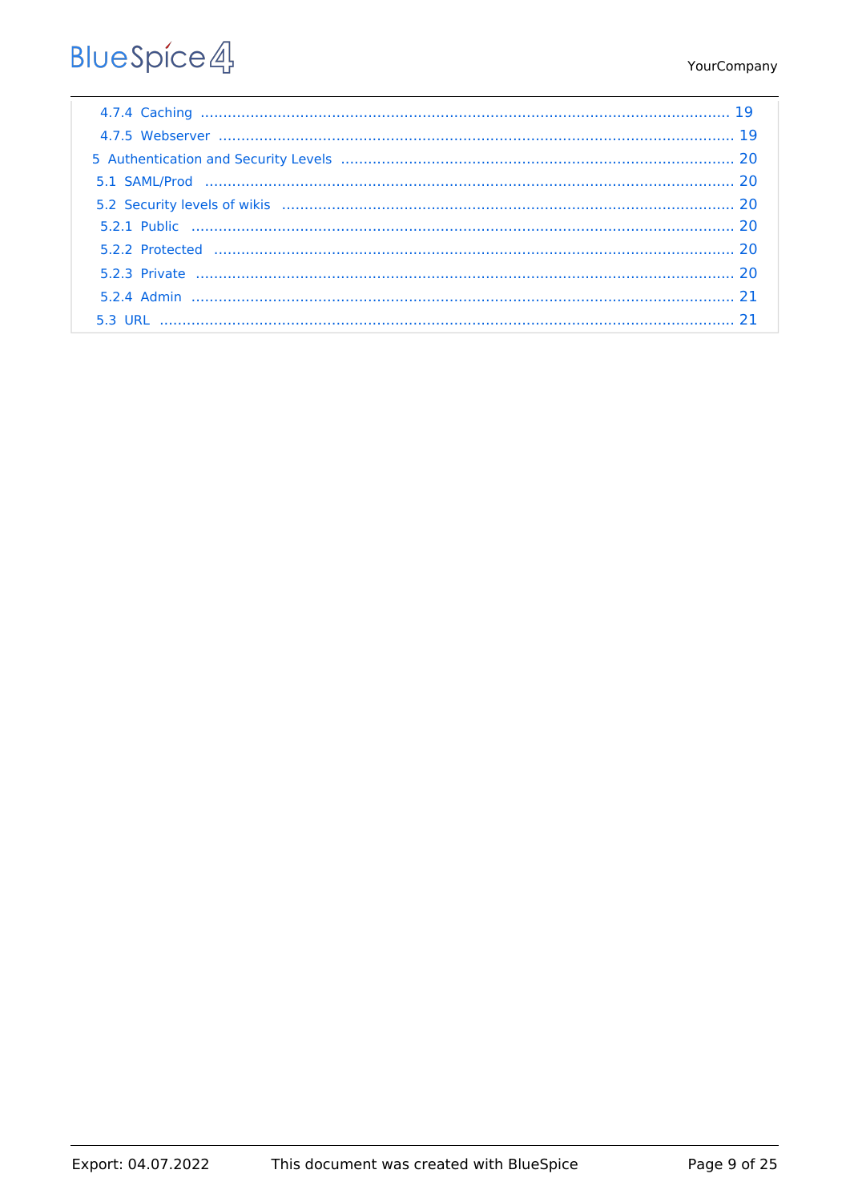- 4.7.4 Caching ........ 19
- 4.7.5 Webserver ........ 19
- 5 Authentication and Security Levels ........ 20
- 5.1 SAML/Prod ........ 20
- 5.2 Security levels of wikis ........ 20
- 5.2.1 Public ........ 20
- 5.2.2 Protected ........ 20
- 5.2.3 Private ........ 20
- 5.2.4 Admin ........ 21
- 5.3 URL ........ 21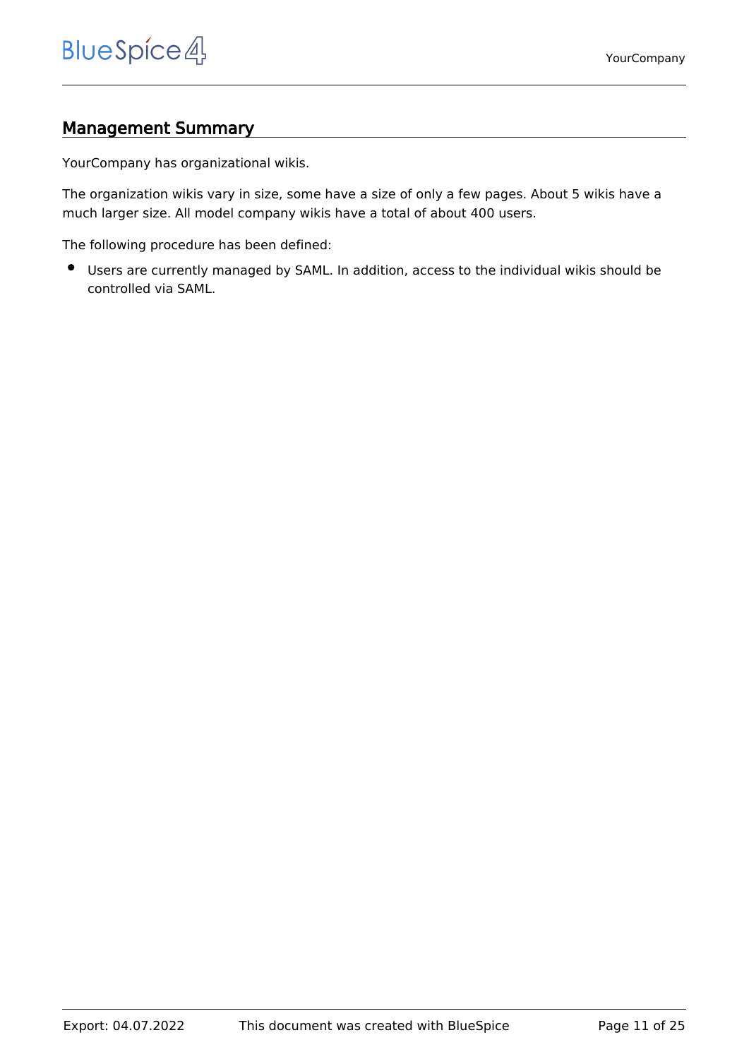## Management Summary

YourCompany has organizational wikis.

The organization wikis vary in size, some have a size of only a few pages. About 5 wikis have a much larger size. All model company wikis have a total of about 400 users.

The following procedure has been defined:

- Users are currently managed by SAML. In addition, access to the individual wikis should be controlled via SAML.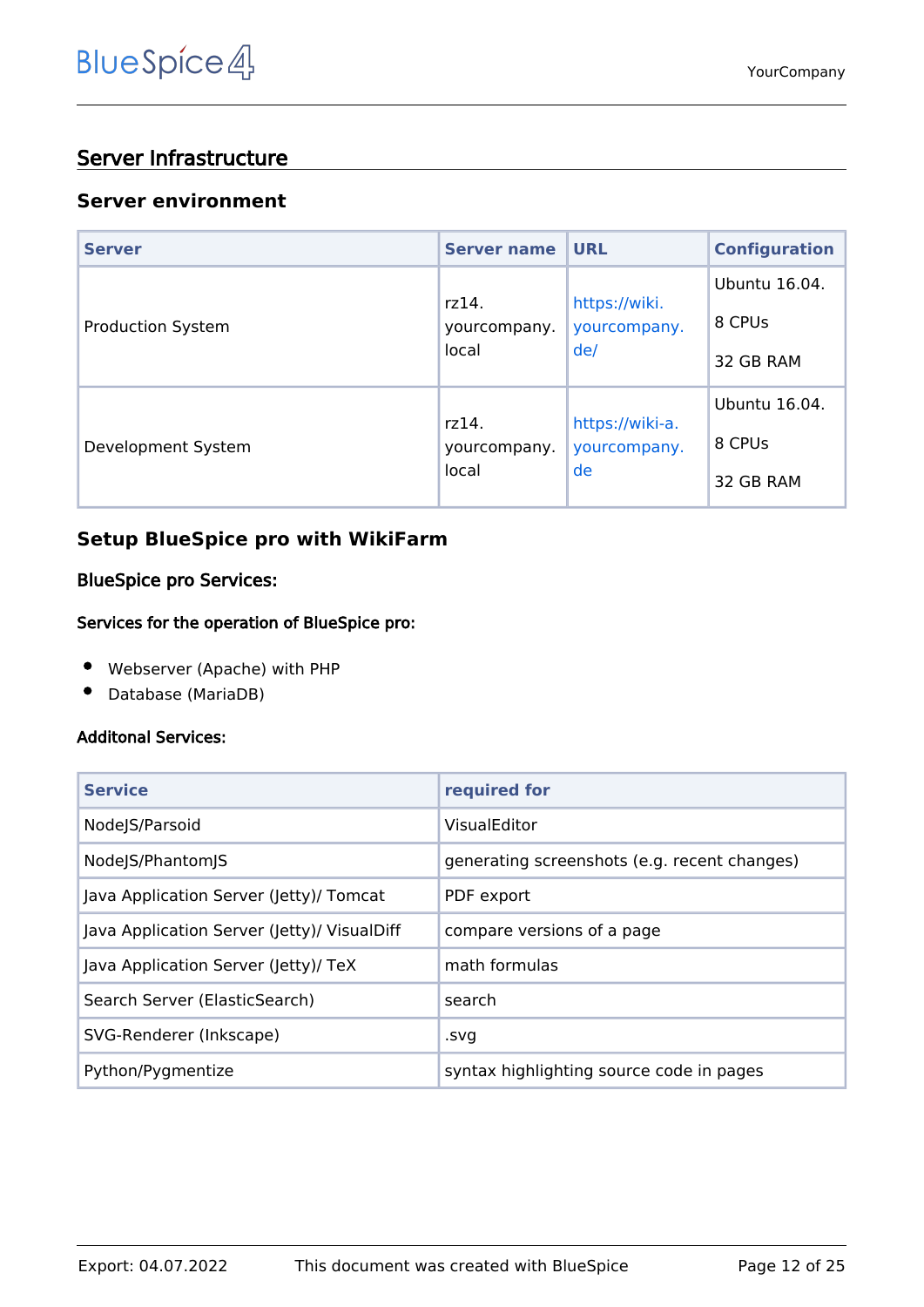## Server Infrastructure

### Server environment

| Server | Server name | URL | Configuration |
|---|---|---|---|
| Production System | rz14.yourcompany.local | https://wiki.yourcompany.de/ | Ubuntu 16.04.<br>8 CPUs<br>32 GB RAM |
| Development System | rz14.yourcompany.local | https://wiki-a.yourcompany.de | Ubuntu 16.04.<br>8 CPUs<br>32 GB RAM |

### Setup BlueSpice pro with WikiFarm

#### BlueSpice pro Services:

##### Services for the operation of BlueSpice pro:

- Webserver (Apache) with PHP
- Database (MariaDB)

##### Additonal Services:

| Service | required for |
|---|---|
| NodeJS/Parsoid | VisualEditor |
| NodeJS/PhantomJS | generating screenshots (e.g. recent changes) |
| Java Application Server (Jetty)/ Tomcat | PDF export |
| Java Application Server (Jetty)/ VisualDiff | compare versions of a page |
| Java Application Server (Jetty)/ TeX | math formulas |
| Search Server (ElasticSearch) | search |
| SVG-Renderer (Inkscape) | .svg |
| Python/Pygmentize | syntax highlighting source code in pages |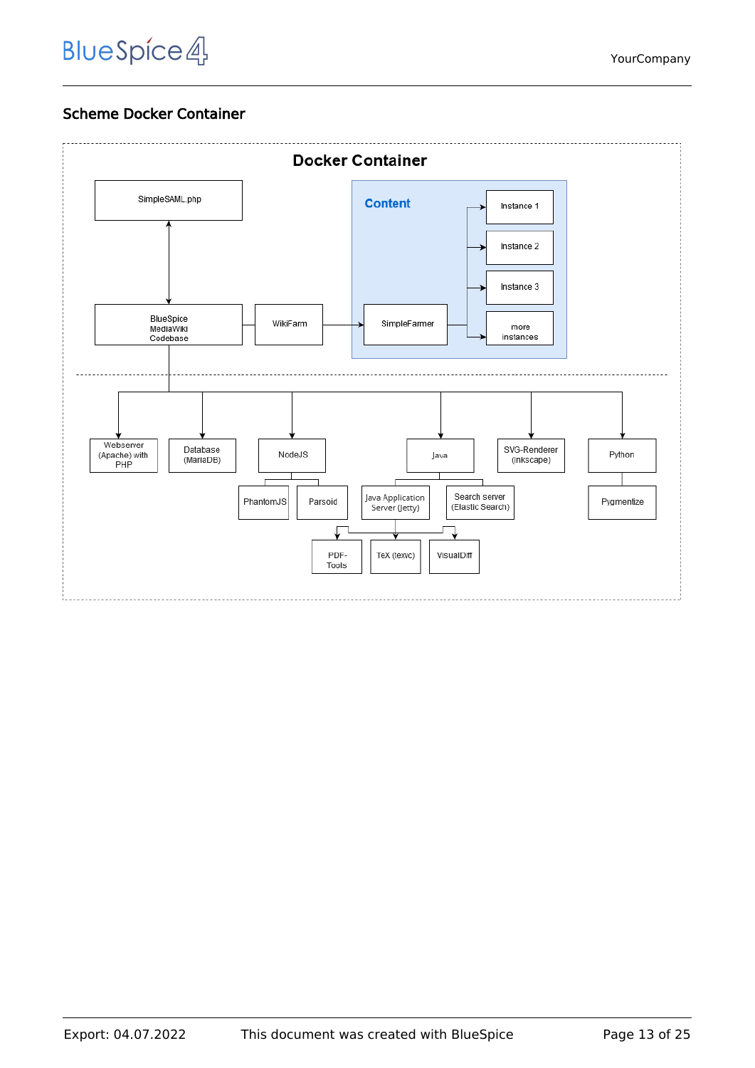## Scheme Docker Container

**Docker Container**

SimpleSAML.php

BlueSpice MediaWiki Codebase

WikiFarm

SimpleFarmer

**Content**

Instance 1

Instance 2

Instance 3

more instances

Webserver (Apache) with PHP

Database (MariaDB)

NodeJS

PhantomJS

Parsoid

Java

Java Application Server (Jetty)

Search server (Elastic Search)

PDF-Tools

TeX (texvc)

VisualDiff

SVG-Renderer (Inkscape)

Python

Pygmentize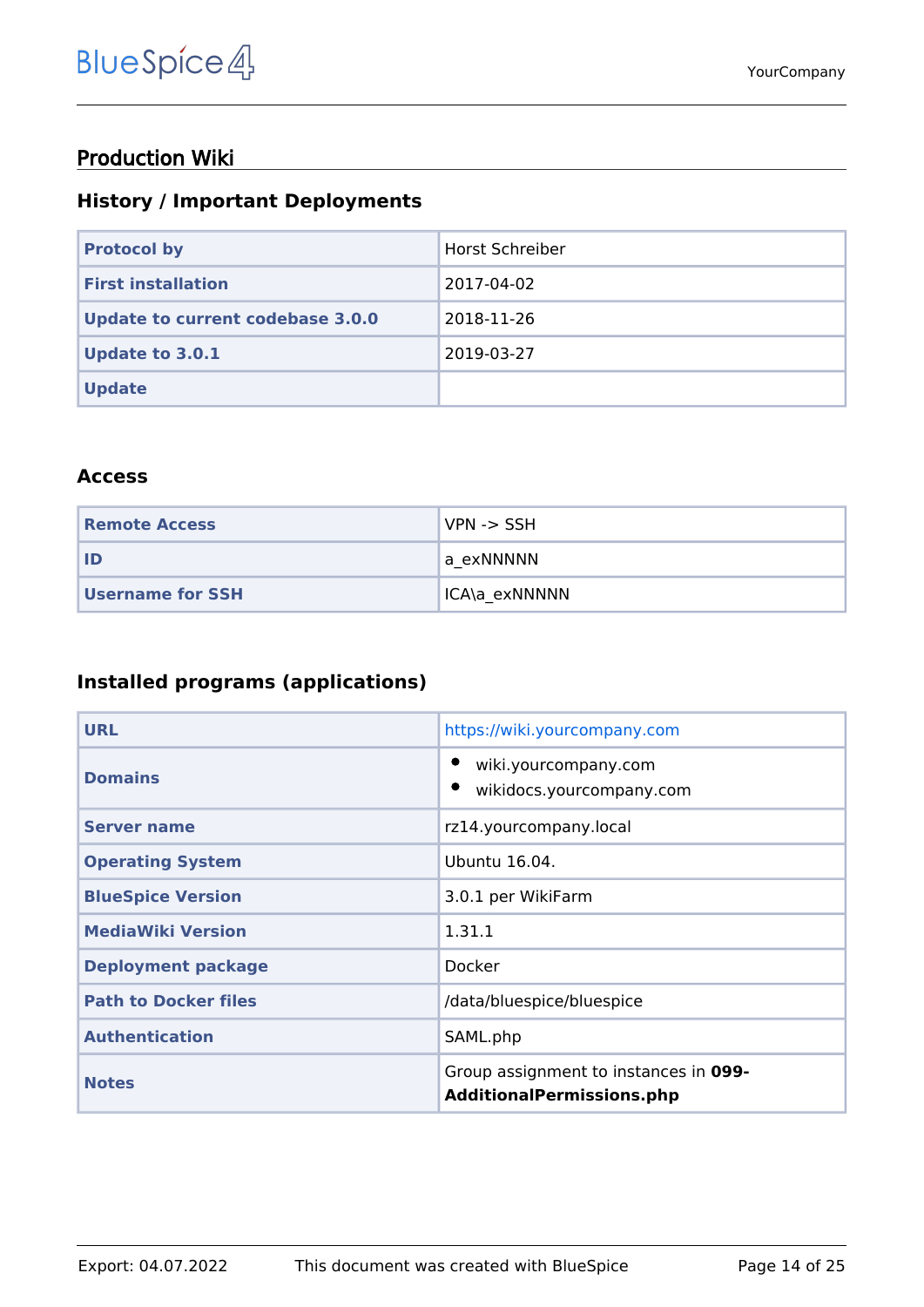## Production Wiki

### History / Important Deployments

| | |
|---|---|
| **Protocol by** | Horst Schreiber |
| **First installation** | 2017-04-02 |
| **Update to current codebase 3.0.0** | 2018-11-26 |
| **Update to 3.0.1** | 2019-03-27 |
| **Update** | |

### Access

| | |
|---|---|
| **Remote Access** | VPN -> SSH |
| **ID** | a_exNNNNN |
| **Username for SSH** | ICA\a_exNNNNN |

### Installed programs (applications)

| | |
|---|---|
| **URL** | https://wiki.yourcompany.com |
| **Domains** | • wiki.yourcompany.com<br>• wikidocs.yourcompany.com |
| **Server name** | rz14.yourcompany.local |
| **Operating System** | Ubuntu 16.04. |
| **BlueSpice Version** | 3.0.1 per WikiFarm |
| **MediaWiki Version** | 1.31.1 |
| **Deployment package** | Docker |
| **Path to Docker files** | /data/bluespice/bluespice |
| **Authentication** | SAML.php |
| **Notes** | Group assignment to instances in **099-AdditionalPermissions.php** |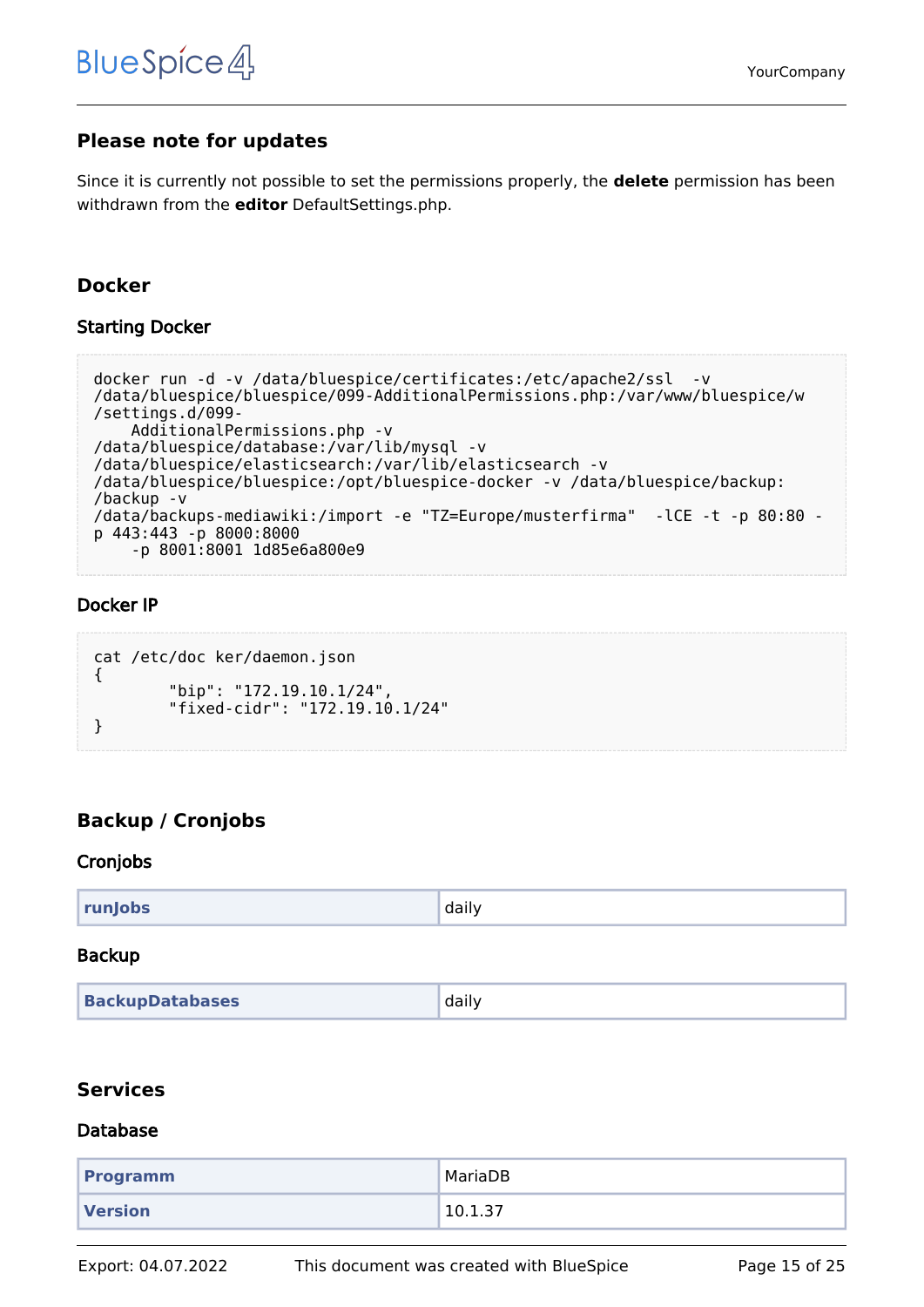## Please note for updates

Since it is currently not possible to set the permissions properly, the **delete** permission has been withdrawn from the **editor** DefaultSettings.php.

## Docker

### Starting Docker

```
docker run -d -v /data/bluespice/certificates:/etc/apache2/ssl  -v
/data/bluespice/bluespice/099-AdditionalPermissions.php:/var/www/bluespice/w
/settings.d/099-
    AdditionalPermissions.php -v
/data/bluespice/database:/var/lib/mysql -v
/data/bluespice/elasticsearch:/var/lib/elasticsearch -v
/data/bluespice/bluespice:/opt/bluespice-docker -v /data/bluespice/backup:
/backup -v
/data/backups-mediawiki:/import -e "TZ=Europe/musterfirma"  -lCE -t -p 80:80 -
p 443:443 -p 8000:8000
    -p 8001:8001 1d85e6a800e9
```

### Docker IP

```
cat /etc/doc ker/daemon.json
{
        "bip": "172.19.10.1/24",
        "fixed-cidr": "172.19.10.1/24"
}
```

## Backup / Cronjobs

### Cronjobs

| **runJobs** | daily |
|---|---|

### Backup

| **BackupDatabases** | daily |
|---|---|

## Services

### Database

| **Programm** | MariaDB |
|---|---|
| **Version** | 10.1.37 |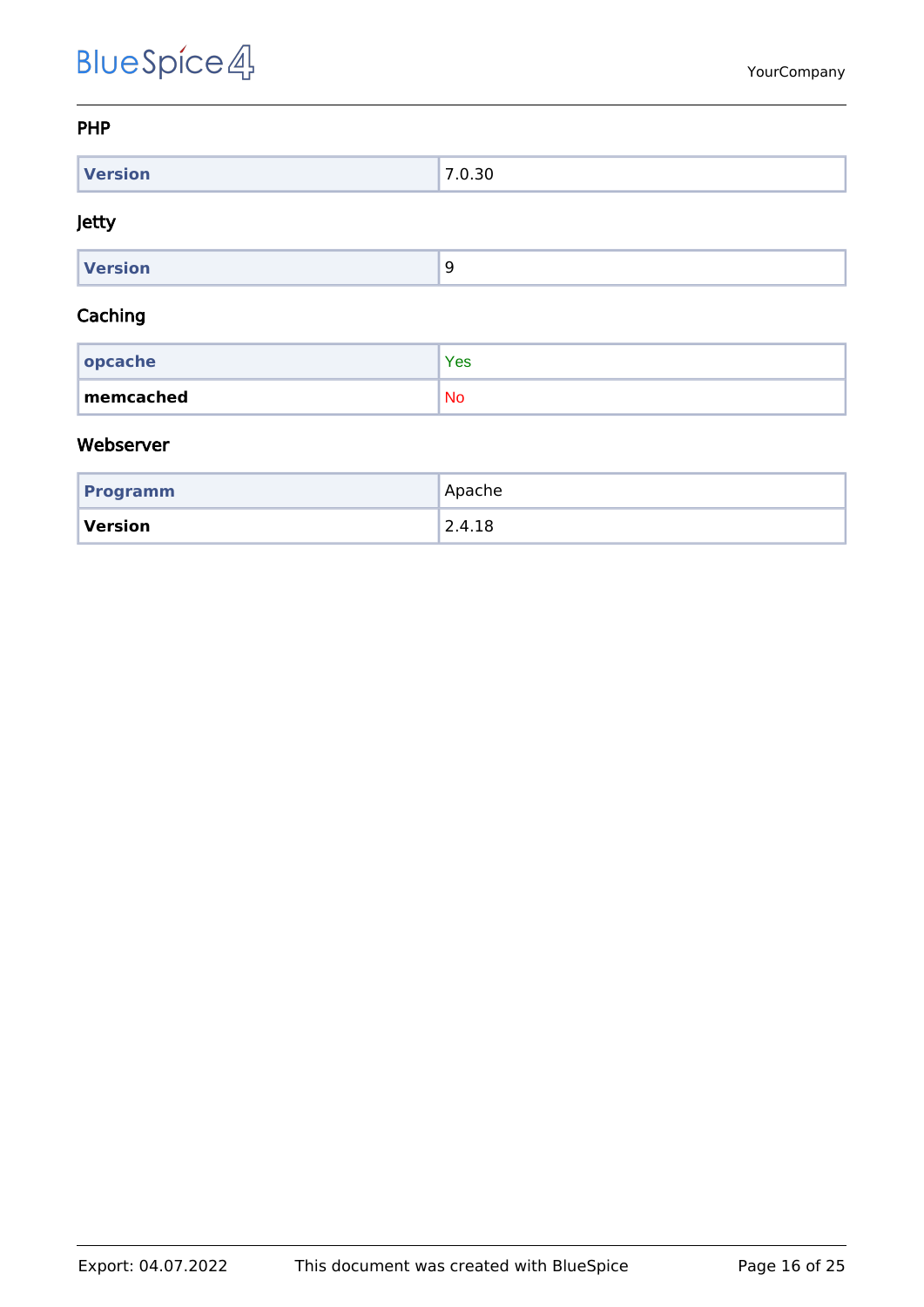### PHP

| Version | 7.0.30 |
| --- | --- |

### Jetty

| Version | 9 |
| --- | --- |

### Caching

| opcache | Yes |
| --- | --- |
| **memcached** | No |

### Webserver

| Programm | Apache |
| --- | --- |
| **Version** | 2.4.18 |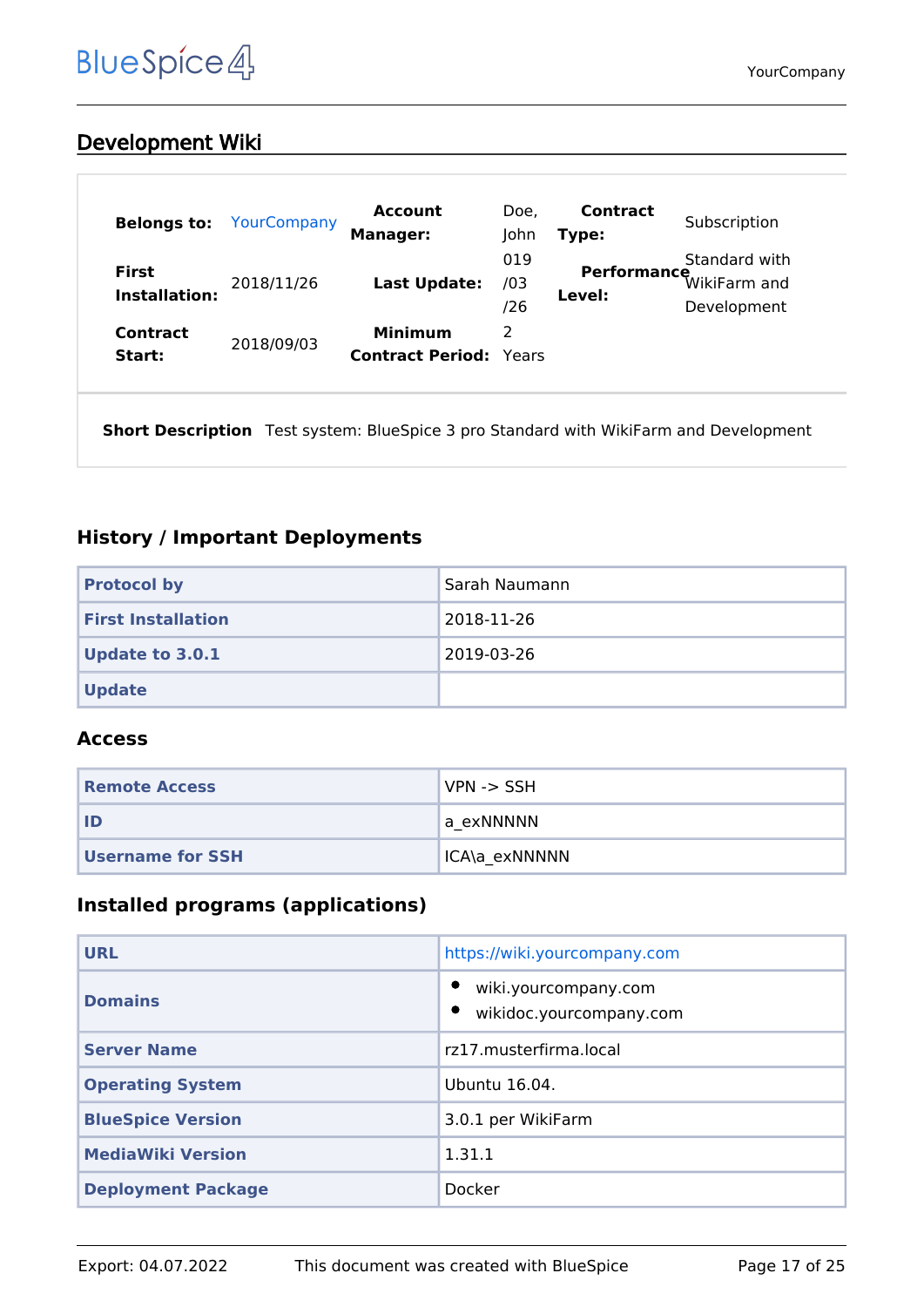## Development Wiki

| Belongs to: | YourCompany | Account Manager: | Doe, John | Contract Type: | Subscription |
|---|---|---|---|---|---|
| First Installation: | 2018/11/26 | Last Update: | 019/03/26 | Performance Level: | Standard with WikiFarm and Development |
| Contract Start: | 2018/09/03 | Minimum Contract Period: | 2 Years | | |

**Short Description** Test system: BlueSpice 3 pro Standard with WikiFarm and Development

### History / Important Deployments

| Protocol by | Sarah Naumann |
|---|---|
| First Installation | 2018-11-26 |
| Update to 3.0.1 | 2019-03-26 |
| Update | |

### Access

| Remote Access | VPN -> SSH |
|---|---|
| ID | a_exNNNNN |
| Username for SSH | ICA\a_exNNNNN |

### Installed programs (applications)

| URL | https://wiki.yourcompany.com |
|---|---|
| Domains | • wiki.yourcompany.com<br>• wikidoc.yourcompany.com |
| Server Name | rz17.musterfirma.local |
| Operating System | Ubuntu 16.04. |
| BlueSpice Version | 3.0.1 per WikiFarm |
| MediaWiki Version | 1.31.1 |
| Deployment Package | Docker |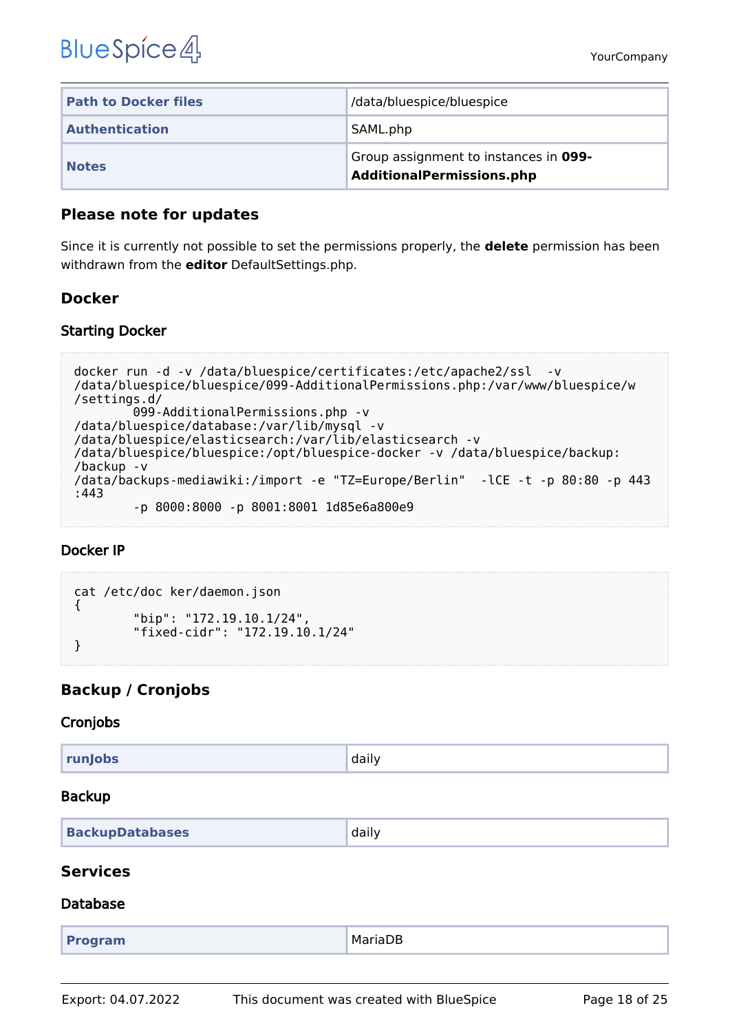| Path to Docker files | /data/bluespice/bluespice |
| --- | --- |
| Authentication | SAML.php |
| Notes | Group assignment to instances in **099-AdditionalPermissions.php** |

### Please note for updates

Since it is currently not possible to set the permissions properly, the **delete** permission has been withdrawn from the **editor** DefaultSettings.php.

### Docker

#### Starting Docker

```
docker run -d -v /data/bluespice/certificates:/etc/apache2/ssl  -v
/data/bluespice/bluespice/099-AdditionalPermissions.php:/var/www/bluespice/w
/settings.d/
        099-AdditionalPermissions.php -v
/data/bluespice/database:/var/lib/mysql -v
/data/bluespice/elasticsearch:/var/lib/elasticsearch -v
/data/bluespice/bluespice:/opt/bluespice-docker -v /data/bluespice/backup:
/backup -v
/data/backups-mediawiki:/import -e "TZ=Europe/Berlin"  -lCE -t -p 80:80 -p 443
:443
        -p 8000:8000 -p 8001:8001 1d85e6a800e9
```

#### Docker IP

```
cat /etc/doc ker/daemon.json
{
        "bip": "172.19.10.1/24",
        "fixed-cidr": "172.19.10.1/24"
}
```

### Backup / Cronjobs

#### Cronjobs

| runJobs | daily |
| --- | --- |

#### Backup

| BackupDatabases | daily |
| --- | --- |

### Services

#### Database

| Program | MariaDB |
| --- | --- |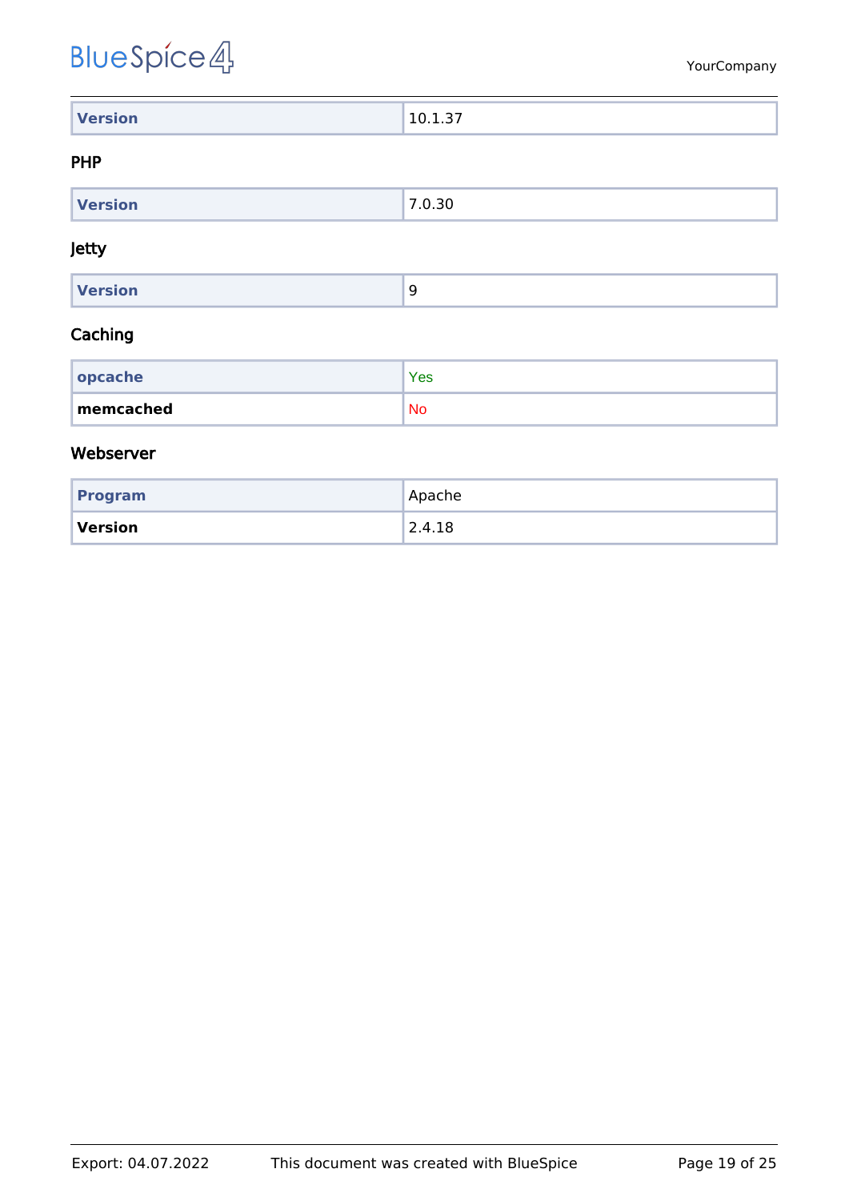| **Version** | 10.1.37 |
|---|---|

### PHP

| **Version** | 7.0.30 |
|---|---|

### Jetty

| **Version** | 9 |
|---|---|

### Caching

| **opcache** | Yes |
|---|---|
| **memcached** | No |

### Webserver

| **Program** | Apache |
|---|---|
| **Version** | 2.4.18 |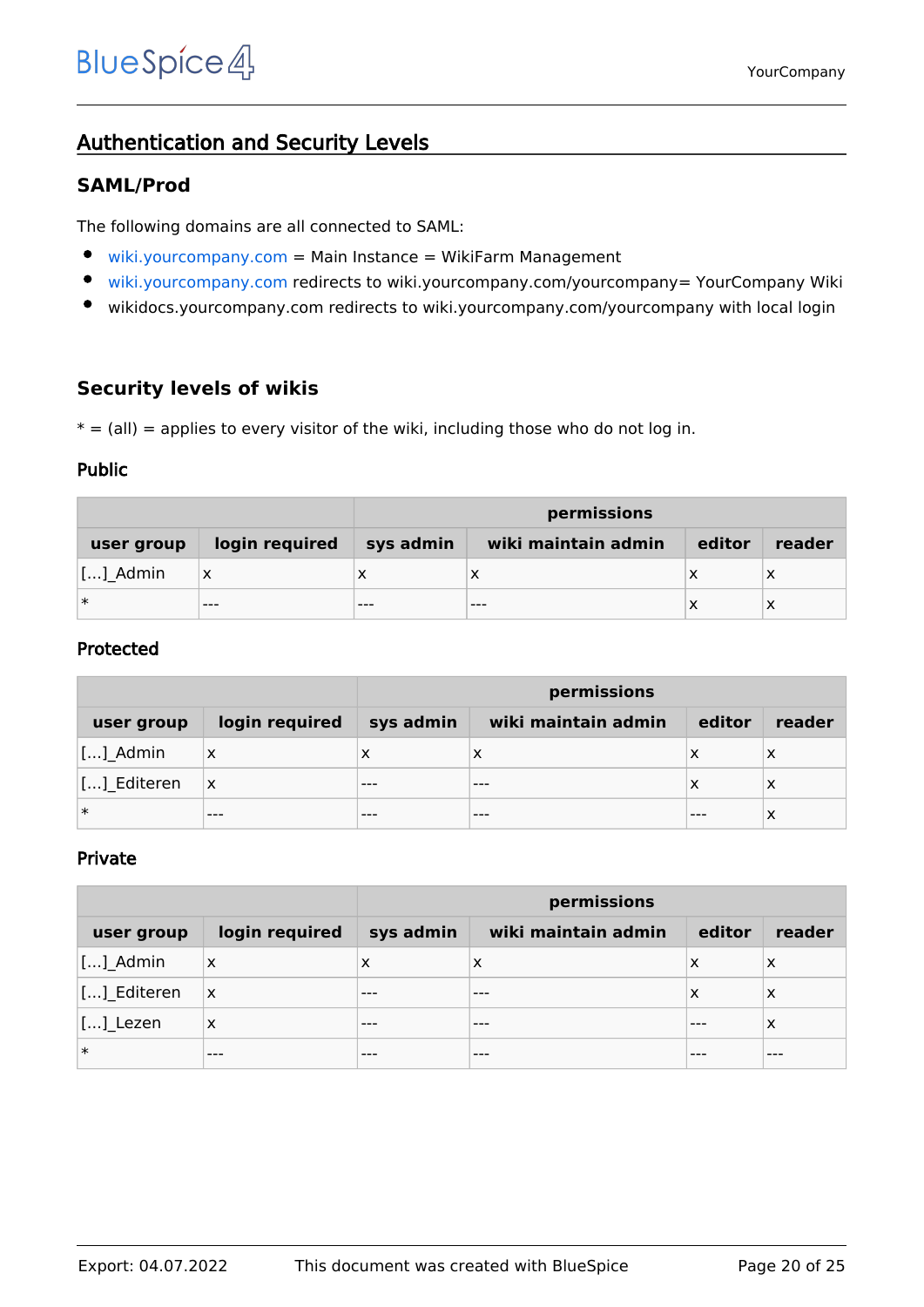## Authentication and Security Levels

### SAML/Prod

The following domains are all connected to SAML:

- wiki.yourcompany.com = Main Instance = WikiFarm Management
- wiki.yourcompany.com redirects to wiki.yourcompany.com/yourcompany= YourCompany Wiki
- wikidocs.yourcompany.com redirects to wiki.yourcompany.com/yourcompany with local login

### Security levels of wikis

* = (all) = applies to every visitor of the wiki, including those who do not log in.

#### Public

| | | permissions | | | |
|---|---|---|---|---|---|
| **user group** | **login required** | **sys admin** | **wiki maintain admin** | **editor** | **reader** |
| [...]_Admin | x | x | x | x | x |
| * | --- | --- | --- | x | x |

#### Protected

| | | permissions | | | |
|---|---|---|---|---|---|
| **user group** | **login required** | **sys admin** | **wiki maintain admin** | **editor** | **reader** |
| [...]_Admin | x | x | x | x | x |
| [...]_Editeren | x | --- | --- | x | x |
| * | --- | --- | --- | --- | x |

#### Private

| | | permissions | | | |
|---|---|---|---|---|---|
| **user group** | **login required** | **sys admin** | **wiki maintain admin** | **editor** | **reader** |
| [...]_Admin | x | x | x | x | x |
| [...]_Editeren | x | --- | --- | x | x |
| [...]_Lezen | x | --- | --- | --- | x |
| * | --- | --- | --- | --- | --- |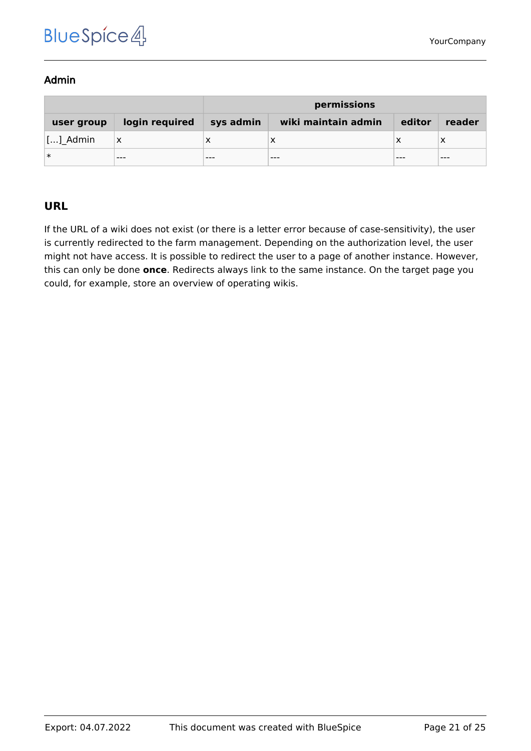### Admin

| | | permissions | | | |
|---|---|---|---|---|---|
| **user group** | **login required** | **sys admin** | **wiki maintain admin** | **editor** | **reader** |
| […]_Admin | x | x | x | x | x |
| * | --- | --- | --- | --- | --- |

## URL

If the URL of a wiki does not exist (or there is a letter error because of case-sensitivity), the user is currently redirected to the farm management. Depending on the authorization level, the user might not have access. It is possible to redirect the user to a page of another instance. However, this can only be done **once**. Redirects always link to the same instance. On the target page you could, for example, store an overview of operating wikis.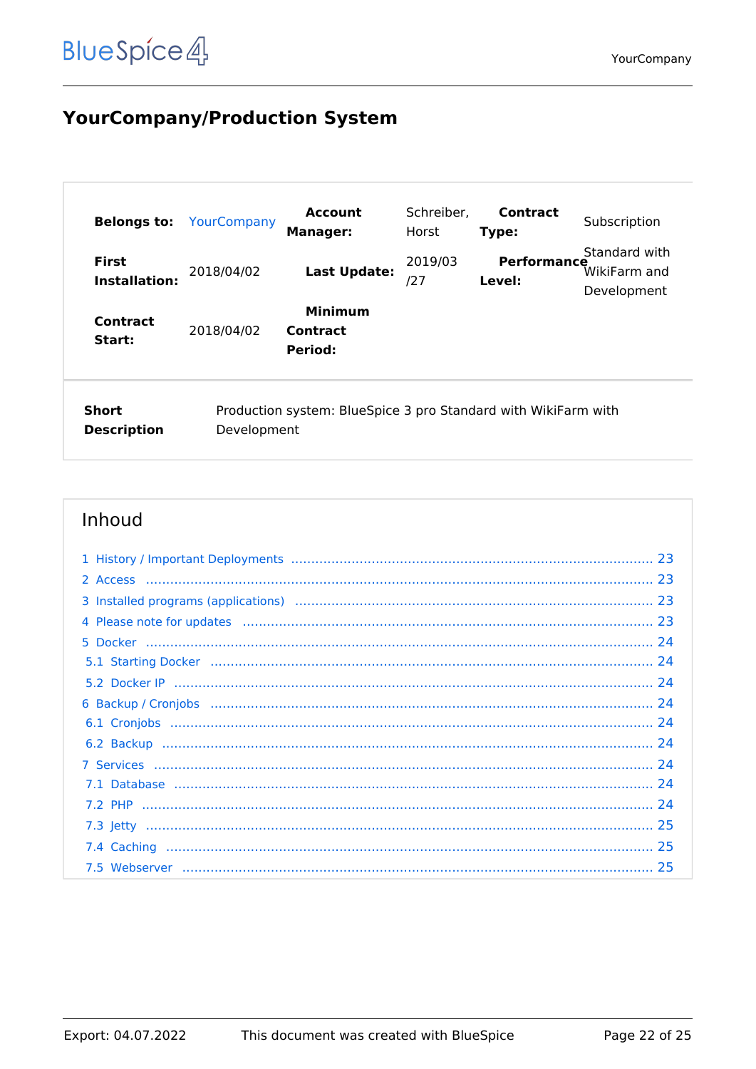# YourCompany/Production System

| **Belongs to:** | YourCompany | **Account Manager:** | Schreiber, Horst | **Contract Type:** | Subscription |
|---|---|---|---|---|---|
| **First Installation:** | 2018/04/02 | **Last Update:** | 2019/03/27 | **Performance Level:** | Standard with WikiFarm and Development |
| **Contract Start:** | 2018/04/02 | **Minimum Contract Period:** | | | |

| **Short Description** | Production system: BlueSpice 3 pro Standard with WikiFarm with Development |
|---|---|

## Inhoud

1 History / Important Deployments ..... 23
2 Access ..... 23
3 Installed programs (applications) ..... 23
4 Please note for updates ..... 23
5 Docker ..... 24
 5.1 Starting Docker ..... 24
 5.2 Docker IP ..... 24
6 Backup / Cronjobs ..... 24
 6.1 Cronjobs ..... 24
 6.2 Backup ..... 24
7 Services ..... 24
 7.1 Database ..... 24
 7.2 PHP ..... 24
 7.3 Jetty ..... 25
 7.4 Caching ..... 25
 7.5 Webserver ..... 25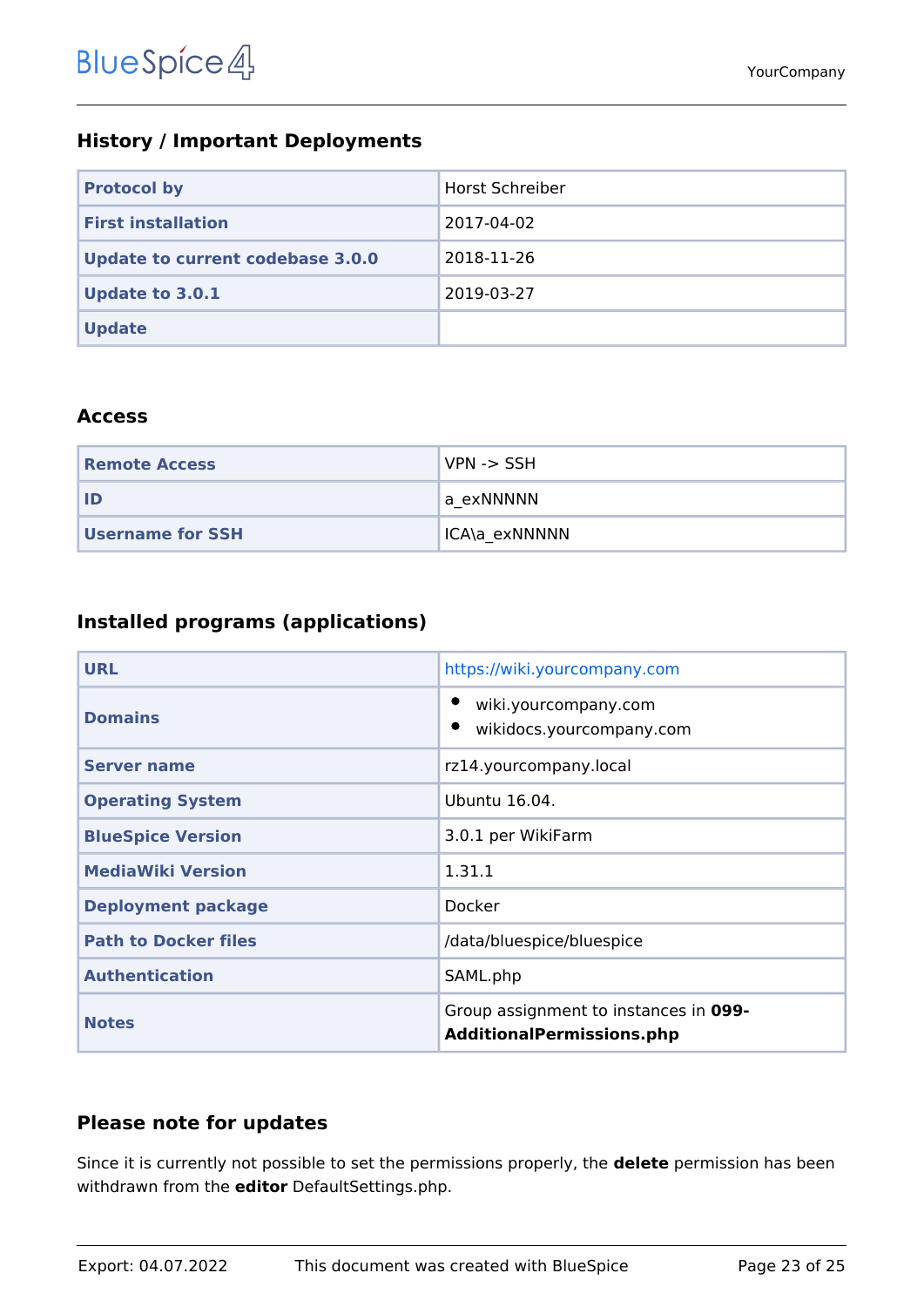### History / Important Deployments

| Protocol by | Horst Schreiber |
|---|---|
| First installation | 2017-04-02 |
| Update to current codebase 3.0.0 | 2018-11-26 |
| Update to 3.0.1 | 2019-03-27 |
| Update | |

### Access

| Remote Access | VPN -> SSH |
|---|---|
| ID | a_exNNNNN |
| Username for SSH | ICA\a_exNNNNN |

### Installed programs (applications)

| URL | https://wiki.yourcompany.com |
|---|---|
| Domains | • wiki.yourcompany.com<br>• wikidocs.yourcompany.com |
| Server name | rz14.yourcompany.local |
| Operating System | Ubuntu 16.04. |
| BlueSpice Version | 3.0.1 per WikiFarm |
| MediaWiki Version | 1.31.1 |
| Deployment package | Docker |
| Path to Docker files | /data/bluespice/bluespice |
| Authentication | SAML.php |
| Notes | Group assignment to instances in **099-AdditionalPermissions.php** |

### Please note for updates

Since it is currently not possible to set the permissions properly, the **delete** permission has been withdrawn from the **editor** DefaultSettings.php.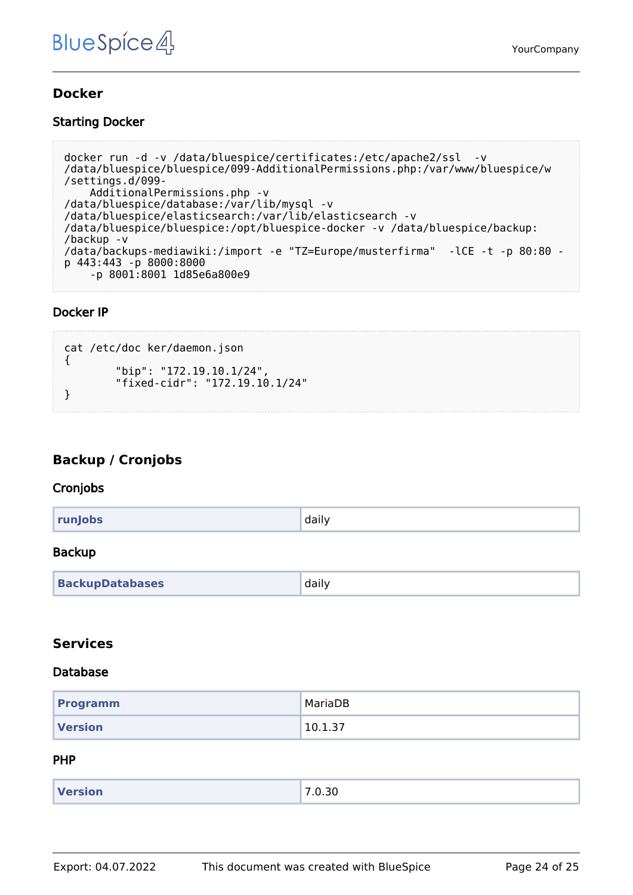## Docker

### Starting Docker

```
docker run -d -v /data/bluespice/certificates:/etc/apache2/ssl  -v
/data/bluespice/bluespice/099-AdditionalPermissions.php:/var/www/bluespice/w
/settings.d/099-
    AdditionalPermissions.php -v
/data/bluespice/database:/var/lib/mysql -v
/data/bluespice/elasticsearch:/var/lib/elasticsearch -v
/data/bluespice/bluespice:/opt/bluespice-docker -v /data/bluespice/backup:
/backup -v
/data/backups-mediawiki:/import -e "TZ=Europe/musterfirma"  -lCE -t -p 80:80 -
p 443:443 -p 8000:8000
    -p 8001:8001 1d85e6a800e9
```

### Docker IP

```
cat /etc/doc ker/daemon.json
{
        "bip": "172.19.10.1/24",
        "fixed-cidr": "172.19.10.1/24"
}
```

## Backup / Cronjobs

### Cronjobs

| | |
|---|---|
| **runJobs** | daily |

### Backup

| | |
|---|---|
| **BackupDatabases** | daily |

## Services

### Database

| | |
|---|---|
| **Programm** | MariaDB |
| **Version** | 10.1.37 |

### PHP

| | |
|---|---|
| **Version** | 7.0.30 |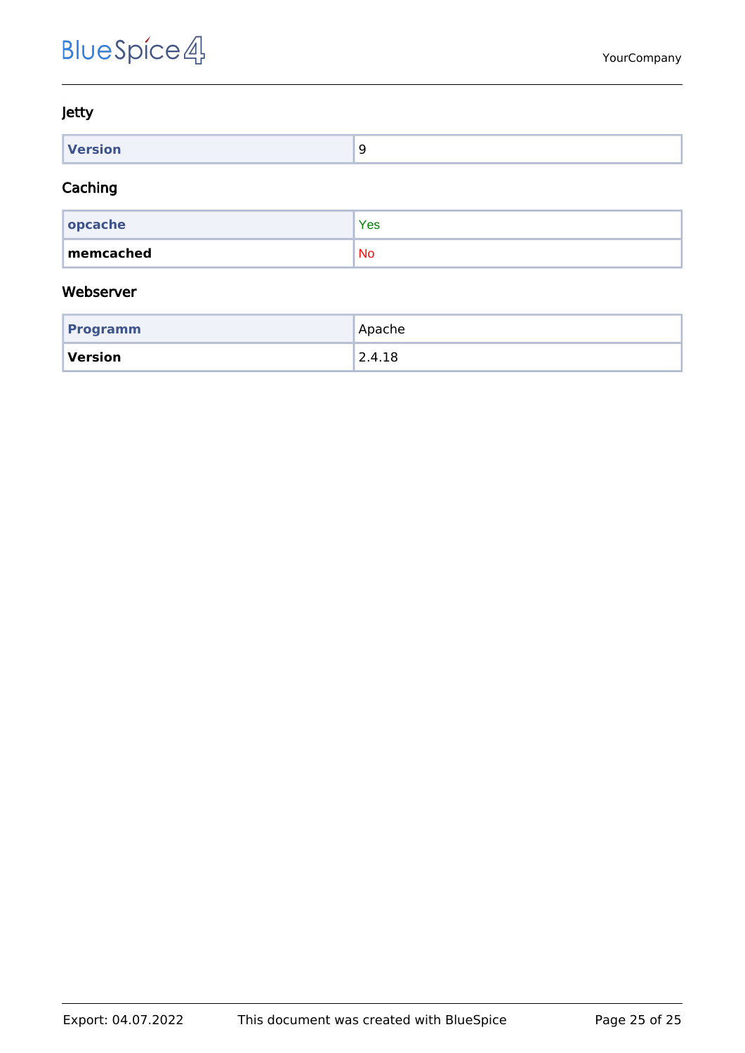### Jetty

| | |
|---|---|
| **Version** | 9 |

### Caching

| | |
|---|---|
| **opcache** | Yes |
| **memcached** | No |

### Webserver

| | |
|---|---|
| **Programm** | Apache |
| **Version** | 2.4.18 |